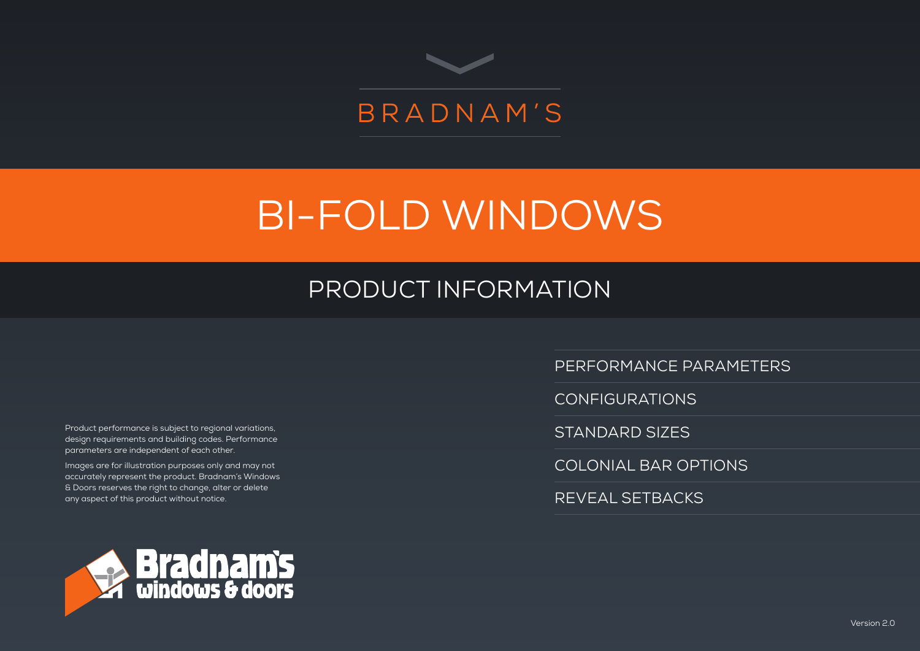BRADNAM'S

# BI-FOLD WINDOWS

## PRODUCT INFORMATION

- PERFORMANCE PARAMETERS
- CONFIGURATIONS
- STANDARD SIZES
- COLONIAL BAR OPTIONS
- REVEAL SETBACKS

Product performance is subject to regional variations, design requirements and building codes. Performance parameters are independent of each other.

Images are for illustration purposes only and may not accurately represent the product. Bradnam's Windows & Doors reserves the right to change, alter or delete any aspect of this product without notice.

Bradnam's windows & doors

Version 2.0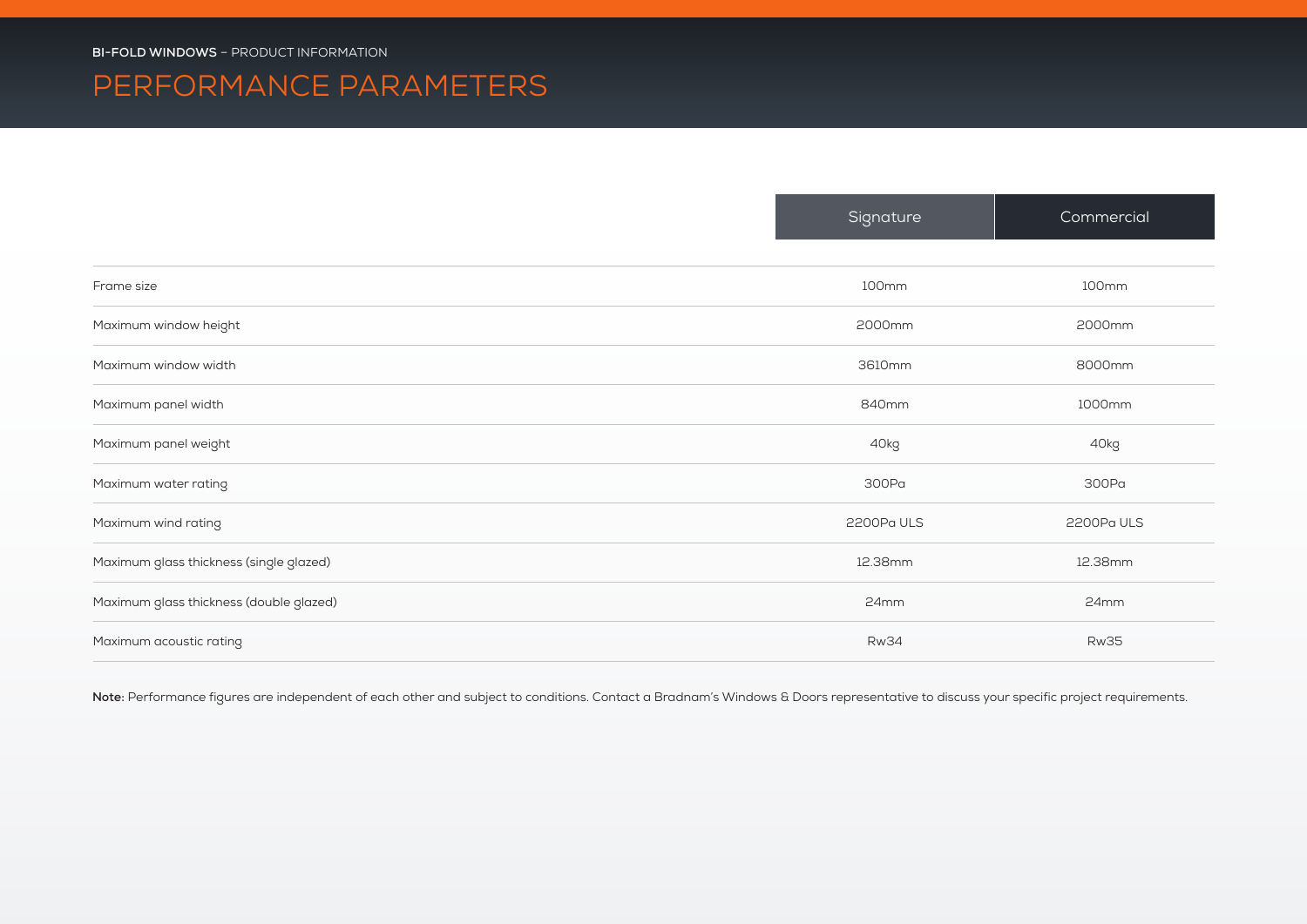**BI-FOLD WINDOWS** – PRODUCT INFORMATION

# PERFORMANCE PARAMETERS

| | Signature | Commercial |
|---|---|---|
| Frame size | 100mm | 100mm |
| Maximum window height | 2000mm | 2000mm |
| Maximum window width | 3610mm | 8000mm |
| Maximum panel width | 840mm | 1000mm |
| Maximum panel weight | 40kg | 40kg |
| Maximum water rating | 300Pa | 300Pa |
| Maximum wind rating | 2200Pa ULS | 2200Pa ULS |
| Maximum glass thickness (single glazed) | 12.38mm | 12.38mm |
| Maximum glass thickness (double glazed) | 24mm | 24mm |
| Maximum acoustic rating | Rw34 | Rw35 |

**Note:** Performance figures are independent of each other and subject to conditions. Contact a Bradnam's Windows & Doors representative to discuss your specific project requirements.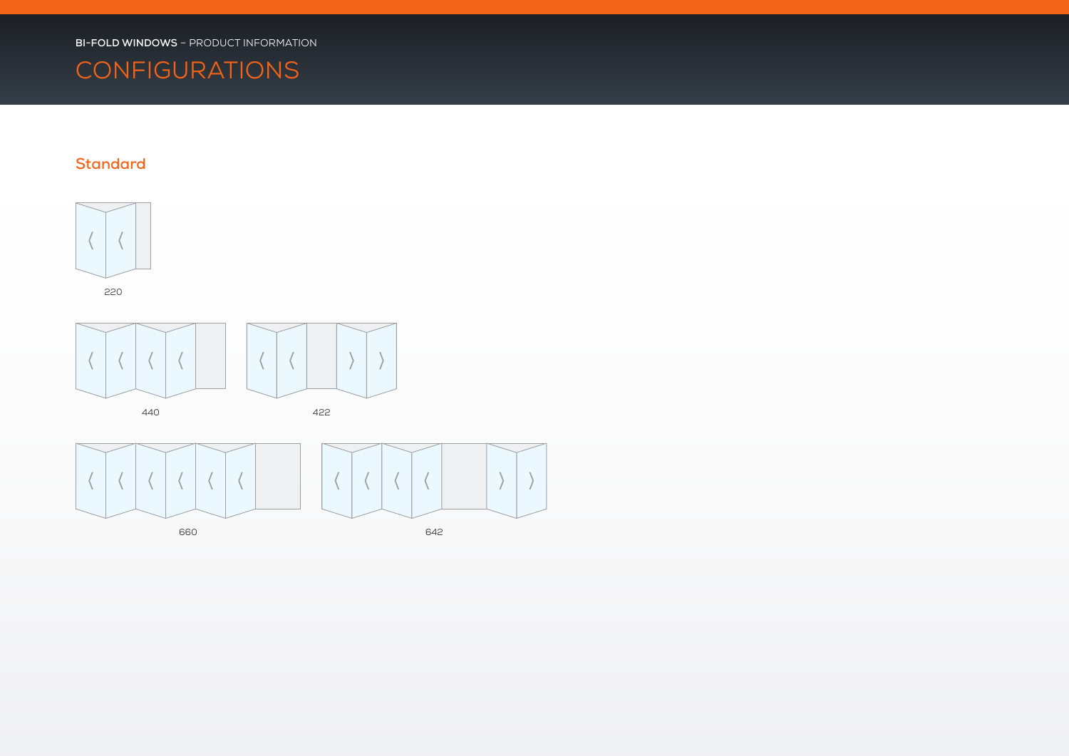BI-FOLD WINDOWS – PRODUCT INFORMATION

# CONFIGURATIONS

## Standard

220

440

422

660

642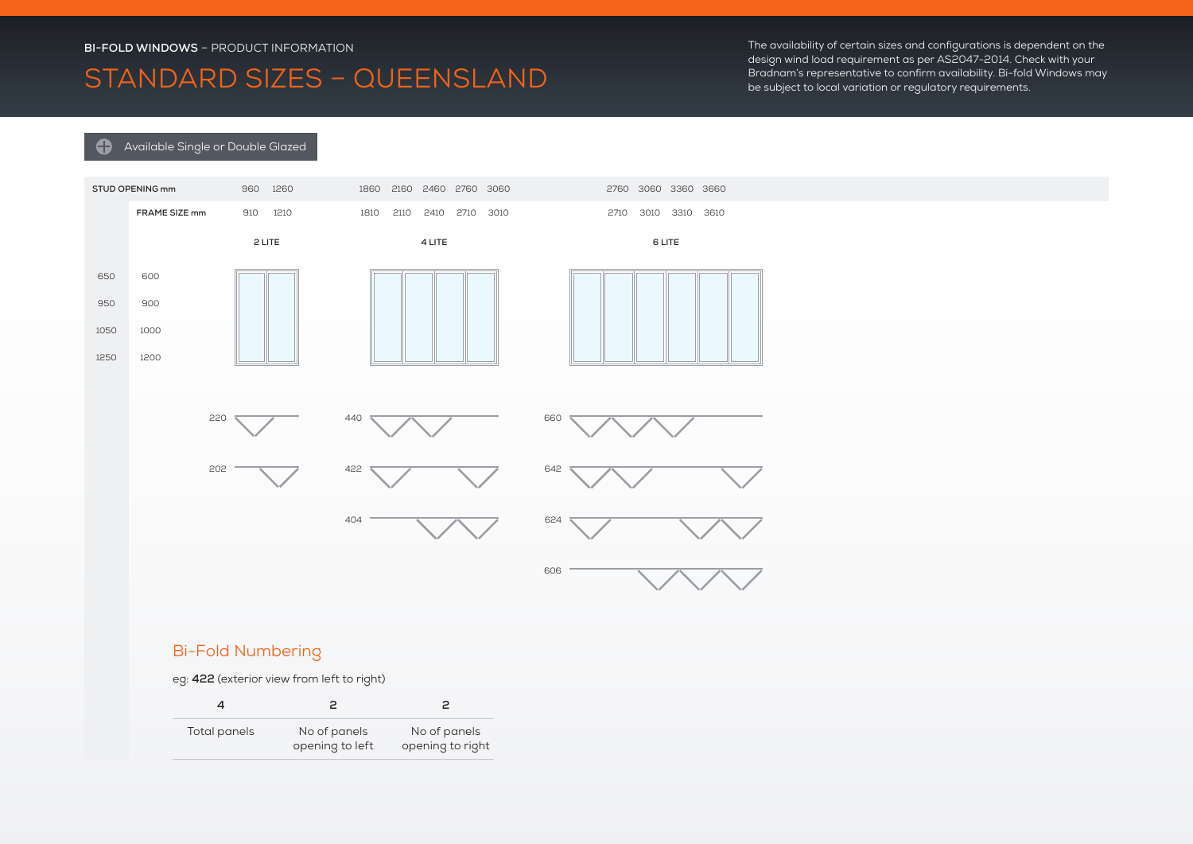**BI-FOLD WINDOWS** – PRODUCT INFORMATION

# STANDARD SIZES – QUEENSLAND

The availability of certain sizes and configurations is dependent on the design wind load requirement as per AS2047-2014. Check with your Bradnam's representative to confirm availability. Bi-fold Windows may be subject to local variation or regulatory requirements.

Available Single or Double Glazed

| STUD OPENING mm | FRAME SIZE mm | 2 LITE | 4 LITE | 6 LITE |
|---|---|---|---|---|
| | | Stud opening: 960, 1260 | Stud opening: 1860, 2160, 2460, 2760, 3060 | Stud opening: 2760, 3060, 3360, 3660 |
| | | Frame size: 910, 1210 | Frame size: 1810, 2110, 2410, 2710, 3010 | Frame size: 2710, 3010, 3310, 3610 |
| 650 | 600 | | | |
| 950 | 900 | | | |
| 1050 | 1000 | | | |
| 1250 | 1200 | | | |

Configurations:

- 2 LITE: 220, 202
- 4 LITE: 440, 422, 404
- 6 LITE: 660, 642, 624, 606

## Bi-Fold Numbering

eg: **422** (exterior view from left to right)

| 4 | 2 | 2 |
|---|---|---|
| Total panels | No of panels opening to left | No of panels opening to right |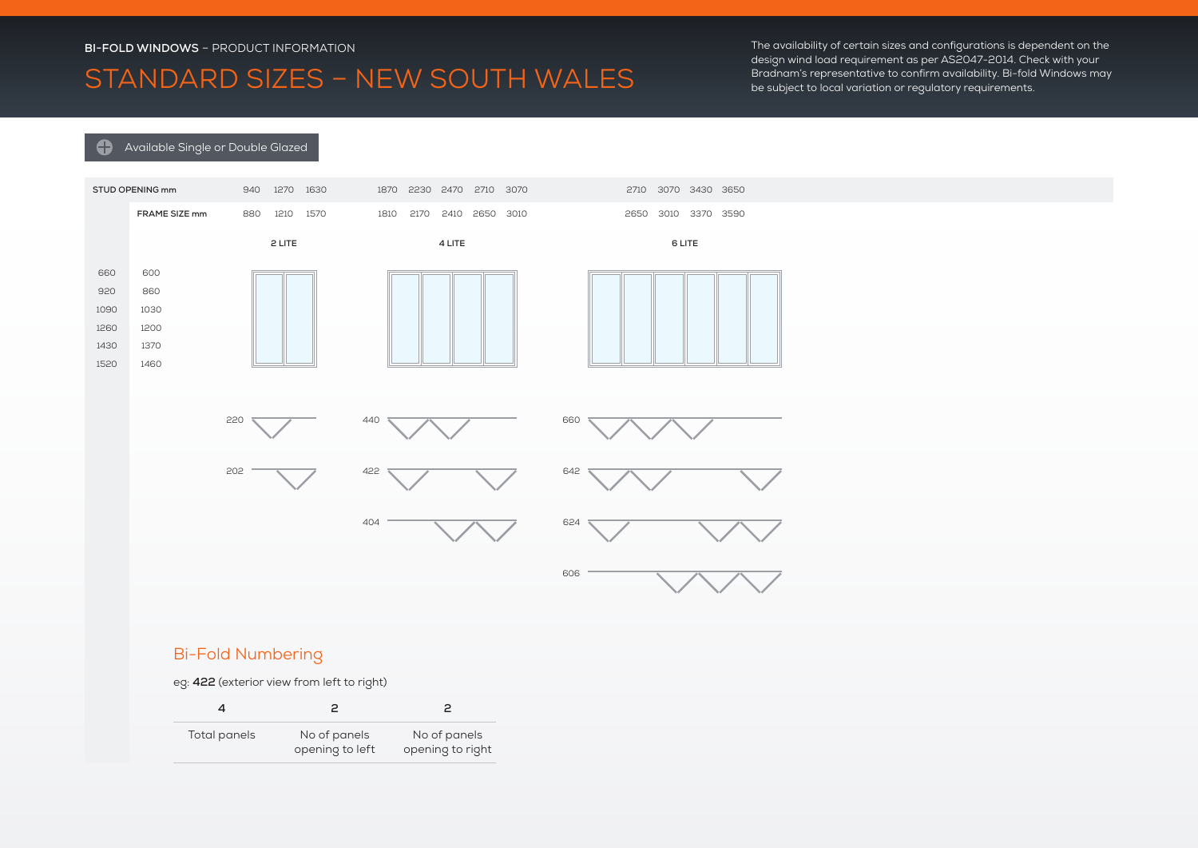**BI-FOLD WINDOWS** – PRODUCT INFORMATION

# STANDARD SIZES – NEW SOUTH WALES

The availability of certain sizes and configurations is dependent on the design wind load requirement as per AS2047-2014. Check with your Bradnam's representative to confirm availability. Bi-fold Windows may be subject to local variation or regulatory requirements.

Available Single or Double Glazed

| STUD OPENING mm | | 940 | 1270 | 1630 | 1870 | 2230 | 2470 | 2710 | 3070 | 2710 | 3070 | 3430 | 3650 |
|---|---|---|---|---|---|---|---|---|---|---|---|---|---|
| | **FRAME SIZE mm** | 880 | 1210 | 1570 | 1810 | 2170 | 2410 | 2650 | 3010 | 2650 | 3010 | 3370 | 3590 |
| | | | **2 LITE** | | | | **4 LITE** | | | | **6 LITE** | | |
| 660 | 600 | | | | | | | | | | | | |
| 920 | 860 | | | | | | | | | | | | |
| 1090 | 1030 | | | | | | | | | | | | |
| 1260 | 1200 | | | | | | | | | | | | |
| 1430 | 1370 | | | | | | | | | | | | |
| 1520 | 1460 | | | | | | | | | | | | |

Configurations:

- 2 LITE: 220, 202
- 4 LITE: 440, 422, 404
- 6 LITE: 660, 642, 624, 606

## Bi-Fold Numbering

eg: **422** (exterior view from left to right)

| 4 | 2 | 2 |
|---|---|---|
| Total panels | No of panels opening to left | No of panels opening to right |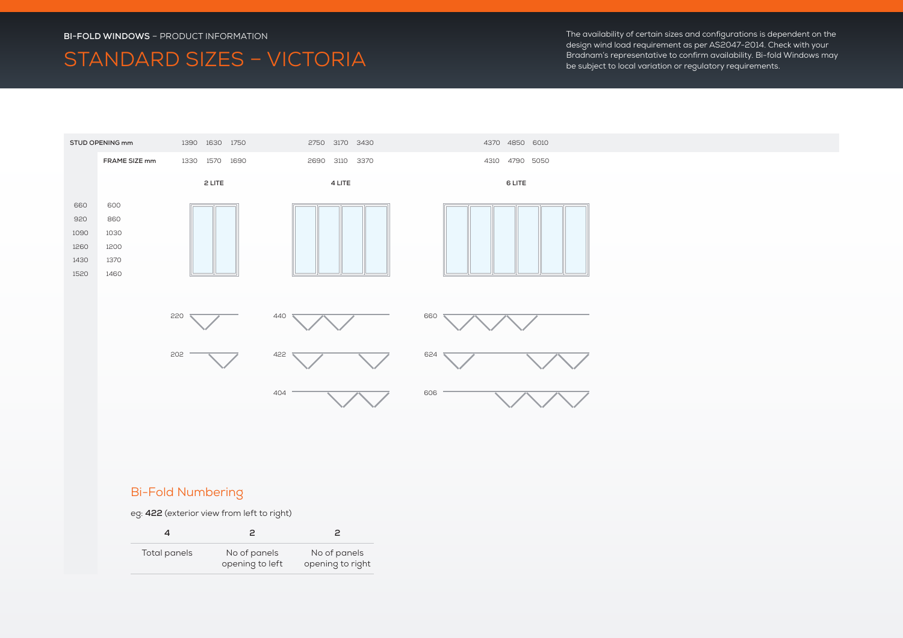**BI-FOLD WINDOWS** – PRODUCT INFORMATION

# STANDARD SIZES – VICTORIA

The availability of certain sizes and configurations is dependent on the design wind load requirement as per AS2047-2014. Check with your Bradnam's representative to confirm availability. Bi-fold Windows may be subject to local variation or regulatory requirements.

| STUD OPENING mm | | 1390 | 1630 | 1750 | 2750 | 3170 | 3430 | 4370 | 4850 | 6010 |
|---|---|---|---|---|---|---|---|---|---|---|
| | FRAME SIZE mm | 1330 | 1570 | 1690 | 2690 | 3110 | 3370 | 4310 | 4790 | 5050 |
| | | | 2 LITE | | | 4 LITE | | | 6 LITE | |
| 660 | 600 | | | | | | | | | |
| 920 | 860 | | | | | | | | | |
| 1090 | 1030 | | | | | | | | | |
| 1260 | 1200 | | | | | | | | | |
| 1430 | 1370 | | | | | | | | | |
| 1520 | 1460 | | | | | | | | | |

| 2 LITE | 4 LITE | 6 LITE |
|---|---|---|
| 220 | 440 | 660 |
| 202 | 422 | 624 |
| | 404 | 606 |

## Bi-Fold Numbering

eg: **422** (exterior view from left to right)

| 4 | 2 | 2 |
|---|---|---|
| Total panels | No of panels opening to left | No of panels opening to right |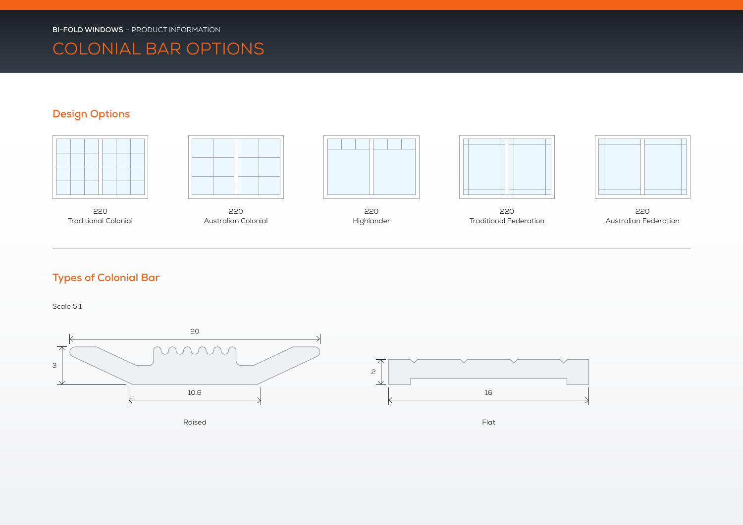**BI-FOLD WINDOWS** – PRODUCT INFORMATION

# COLONIAL BAR OPTIONS

## Design Options

220
Traditional Colonial

220
Australian Colonial

220
Highlander

220
Traditional Federation

220
Australian Federation

## Types of Colonial Bar

Scale 5:1

20

3

10.6

Raised

2

16

Flat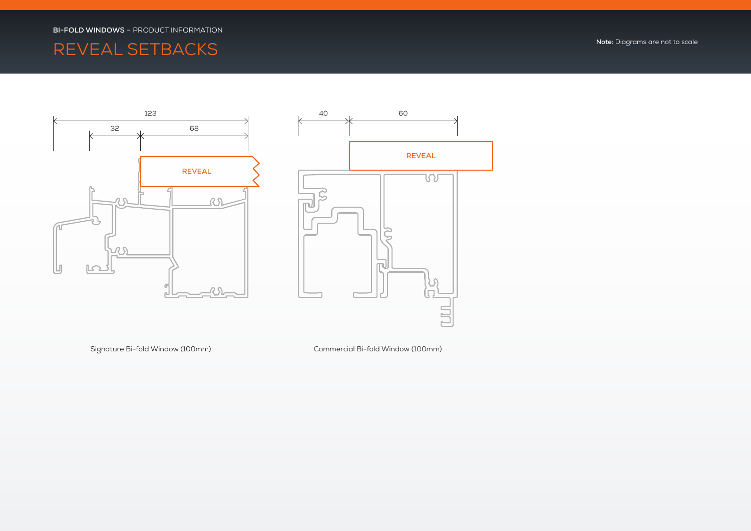BI-FOLD WINDOWS – PRODUCT INFORMATION

# REVEAL SETBACKS

**Note:** Diagrams are not to scale

123

32

68

REVEAL

Signature Bi-fold Window (100mm)

40

60

REVEAL

Commercial Bi-fold Window (100mm)